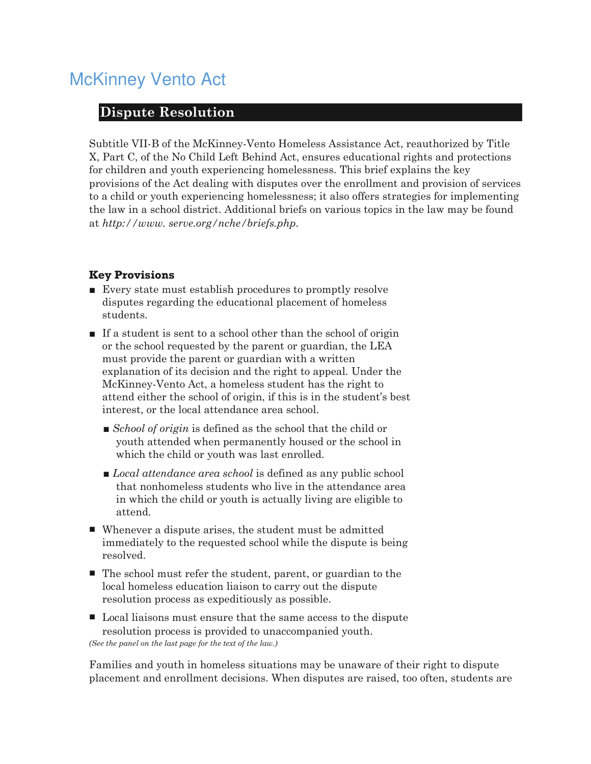# McKinney Vento Act

## Dispute Resolution

Subtitle VII-B of the McKinney-Vento Homeless Assistance Act, reauthorized by Title X, Part C, of the No Child Left Behind Act, ensures educational rights and protections for children and youth experiencing homelessness. This brief explains the key provisions of the Act dealing with disputes over the enrollment and provision of services to a child or youth experiencing homelessness; it also offers strategies for implementing the law in a school district. Additional briefs on various topics in the law may be found at *http://www. serve.org/nche/briefs.php.*

### Key Provisions

- Every state must establish procedures to promptly resolve disputes regarding the educational placement of homeless students.
- If a student is sent to a school other than the school of origin or the school requested by the parent or guardian, the LEA must provide the parent or guardian with a written explanation of its decision and the right to appeal. Under the McKinney-Vento Act, a homeless student has the right to attend either the school of origin, if this is in the student's best interest, or the local attendance area school.
  - *School of origin* is defined as the school that the child or youth attended when permanently housed or the school in which the child or youth was last enrolled.
  - *Local attendance area school* is defined as any public school that nonhomeless students who live in the attendance area in which the child or youth is actually living are eligible to attend.
- Whenever a dispute arises, the student must be admitted immediately to the requested school while the dispute is being resolved.
- The school must refer the student, parent, or guardian to the local homeless education liaison to carry out the dispute resolution process as expeditiously as possible.
- Local liaisons must ensure that the same access to the dispute resolution process is provided to unaccompanied youth.

*(See the panel on the last page for the text of the law.)*

Families and youth in homeless situations may be unaware of their right to dispute placement and enrollment decisions. When disputes are raised, too often, students are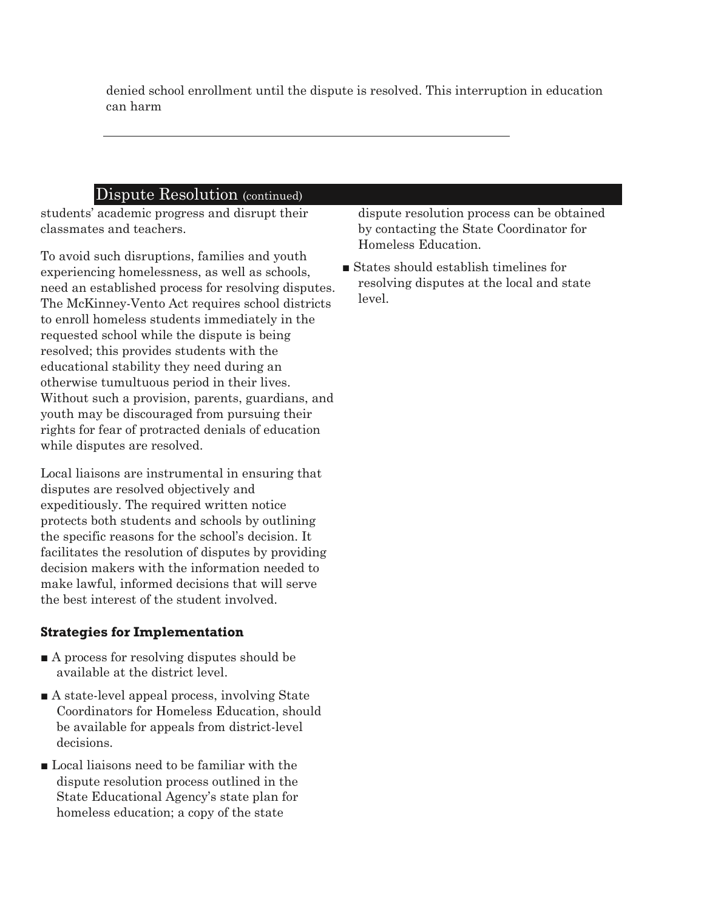denied school enrollment until the dispute is resolved. This interruption in education can harm

## Dispute Resolution (continued)

students' academic progress and disrupt their classmates and teachers.

To avoid such disruptions, families and youth experiencing homelessness, as well as schools, need an established process for resolving disputes. The McKinney-Vento Act requires school districts to enroll homeless students immediately in the requested school while the dispute is being resolved; this provides students with the educational stability they need during an otherwise tumultuous period in their lives. Without such a provision, parents, guardians, and youth may be discouraged from pursuing their rights for fear of protracted denials of education while disputes are resolved.

Local liaisons are instrumental in ensuring that disputes are resolved objectively and expeditiously. The required written notice protects both students and schools by outlining the specific reasons for the school's decision. It facilitates the resolution of disputes by providing decision makers with the information needed to make lawful, informed decisions that will serve the best interest of the student involved.

### Strategies for Implementation

- A process for resolving disputes should be available at the district level.
- A state-level appeal process, involving State Coordinators for Homeless Education, should be available for appeals from district-level decisions.
- Local liaisons need to be familiar with the dispute resolution process outlined in the State Educational Agency's state plan for homeless education; a copy of the state dispute resolution process can be obtained by contacting the State Coordinator for Homeless Education.
- States should establish timelines for resolving disputes at the local and state level.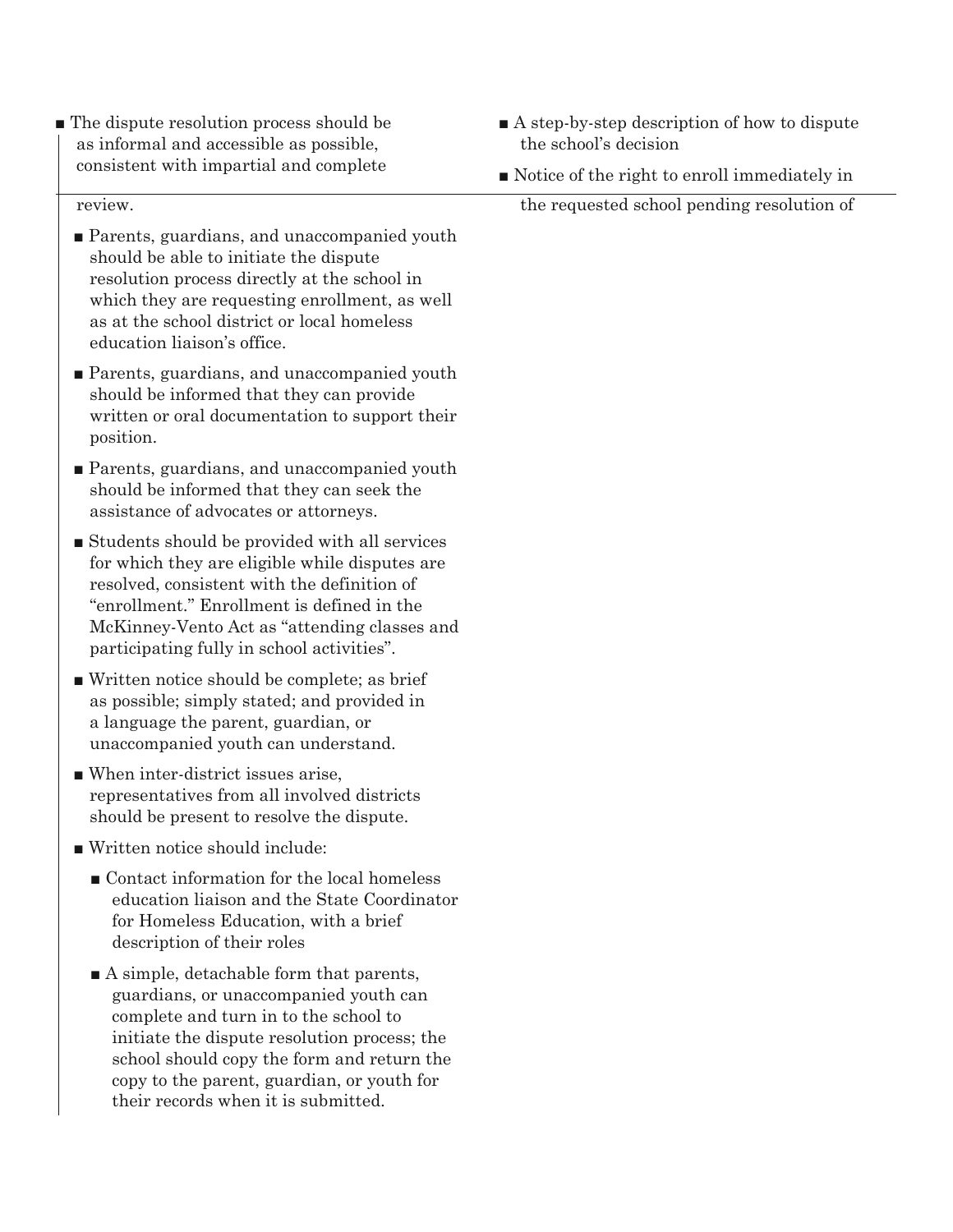- The dispute resolution process should be as informal and accessible as possible, consistent with impartial and complete review.
  - Parents, guardians, and unaccompanied youth should be able to initiate the dispute resolution process directly at the school in which they are requesting enrollment, as well as at the school district or local homeless education liaison's office.
  - Parents, guardians, and unaccompanied youth should be informed that they can provide written or oral documentation to support their position.
  - Parents, guardians, and unaccompanied youth should be informed that they can seek the assistance of advocates or attorneys.
  - Students should be provided with all services for which they are eligible while disputes are resolved, consistent with the definition of "enrollment." Enrollment is defined in the McKinney-Vento Act as "attending classes and participating fully in school activities".
  - Written notice should be complete; as brief as possible; simply stated; and provided in a language the parent, guardian, or unaccompanied youth can understand.
  - When inter-district issues arise, representatives from all involved districts should be present to resolve the dispute.
  - Written notice should include:
    - Contact information for the local homeless education liaison and the State Coordinator for Homeless Education, with a brief description of their roles
    - A simple, detachable form that parents, guardians, or unaccompanied youth can complete and turn in to the school to initiate the dispute resolution process; the school should copy the form and return the copy to the parent, guardian, or youth for their records when it is submitted.
    - A step-by-step description of how to dispute the school's decision
    - Notice of the right to enroll immediately in the requested school pending resolution of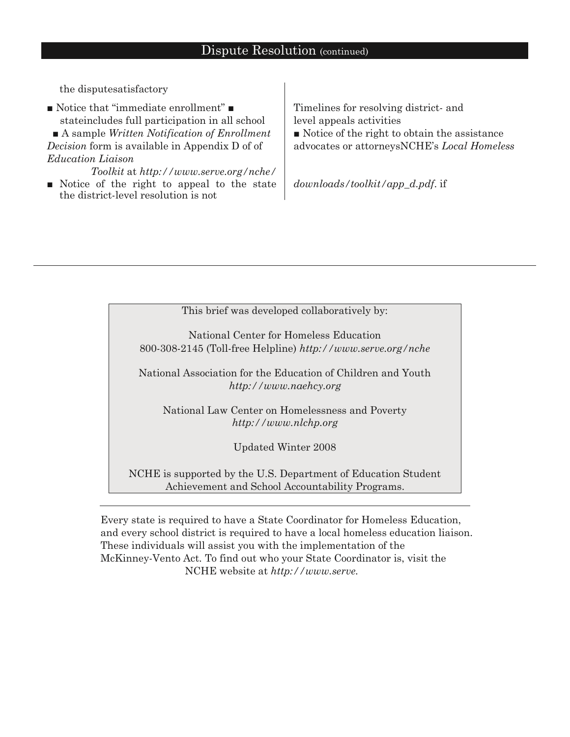## Dispute Resolution (continued)

the disputesatisfactory

- Notice that "immediate enrollment" ■ stateincludes full participation in all school
- A sample *Written Notification of Enrollment Decision* form is available in Appendix D of of *Education Liaison Toolkit* at *http://www.serve.org/nche/*
- Notice of the right to appeal to the state the district-level resolution is not

Timelines for resolving district- and level appeals activities

- Notice of the right to obtain the assistance advocates or attorneysNCHE's *Local Homeless*

*downloads/toolkit/app_d.pdf*. if

---

This brief was developed collaboratively by:

National Center for Homeless Education
800-308-2145 (Toll-free Helpline) *http://www.serve.org/nche*

National Association for the Education of Children and Youth
*http://www.naehcy.org*

National Law Center on Homelessness and Poverty
*http://www.nlchp.org*

Updated Winter 2008

NCHE is supported by the U.S. Department of Education Student Achievement and School Accountability Programs.

---

Every state is required to have a State Coordinator for Homeless Education, and every school district is required to have a local homeless education liaison. These individuals will assist you with the implementation of the McKinney-Vento Act. To find out who your State Coordinator is, visit the NCHE website at *http://www.serve.*